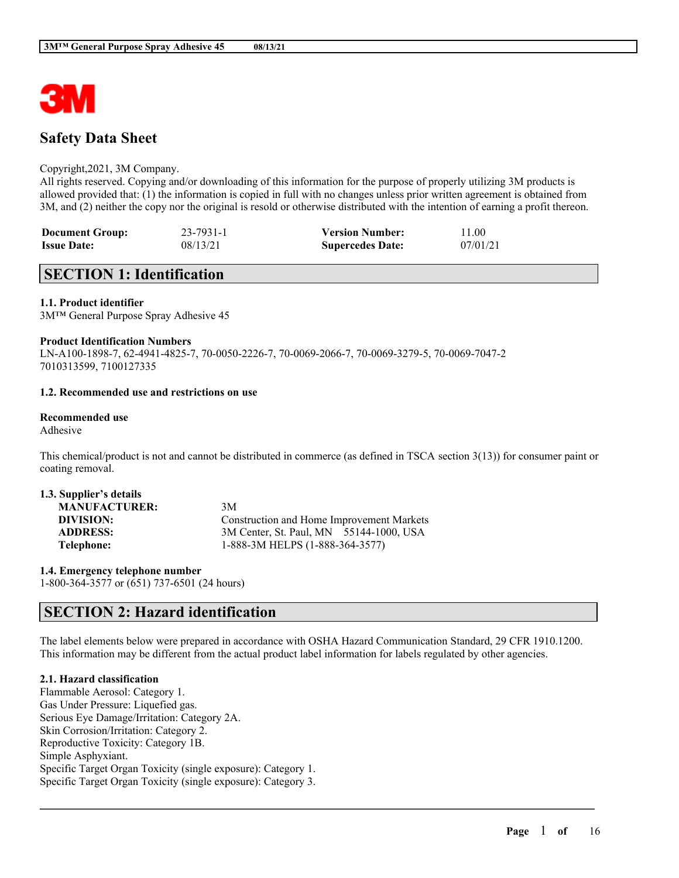# Safety Data Sheet

Copyright,2021, 3M Company.
All rights reserved. Copying and/or downloading of this information for the purpose of properly utilizing 3M products is allowed provided that: (1) the information is copied in full with no changes unless prior written agreement is obtained from 3M, and (2) neither the copy nor the original is resold or otherwise distributed with the intention of earning a profit thereon.

| | | | |
|---|---|---|---|
| **Document Group:** | 23-7931-1 | **Version Number:** | 11.00 |
| **Issue Date:** | 08/13/21 | **Supercedes Date:** | 07/01/21 |

## SECTION 1: Identification

**1.1. Product identifier**
3M™ General Purpose Spray Adhesive 45

**Product Identification Numbers**
LN-A100-1898-7, 62-4941-4825-7, 70-0050-2226-7, 70-0069-2066-7, 70-0069-3279-5, 70-0069-7047-2
7010313599, 7100127335

**1.2. Recommended use and restrictions on use**

**Recommended use**
Adhesive

This chemical/product is not and cannot be distributed in commerce (as defined in TSCA section 3(13)) for consumer paint or coating removal.

**1.3. Supplier's details**

| | |
|---|---|
| **MANUFACTURER:** | 3M |
| **DIVISION:** | Construction and Home Improvement Markets |
| **ADDRESS:** | 3M Center, St. Paul, MN 55144-1000, USA |
| **Telephone:** | 1-888-3M HELPS (1-888-364-3577) |

**1.4. Emergency telephone number**
1-800-364-3577 or (651) 737-6501 (24 hours)

## SECTION 2: Hazard identification

The label elements below were prepared in accordance with OSHA Hazard Communication Standard, 29 CFR 1910.1200. This information may be different from the actual product label information for labels regulated by other agencies.

**2.1. Hazard classification**
Flammable Aerosol: Category 1.
Gas Under Pressure: Liquefied gas.
Serious Eye Damage/Irritation: Category 2A.
Skin Corrosion/Irritation: Category 2.
Reproductive Toxicity: Category 1B.
Simple Asphyxiant.
Specific Target Organ Toxicity (single exposure): Category 1.
Specific Target Organ Toxicity (single exposure): Category 3.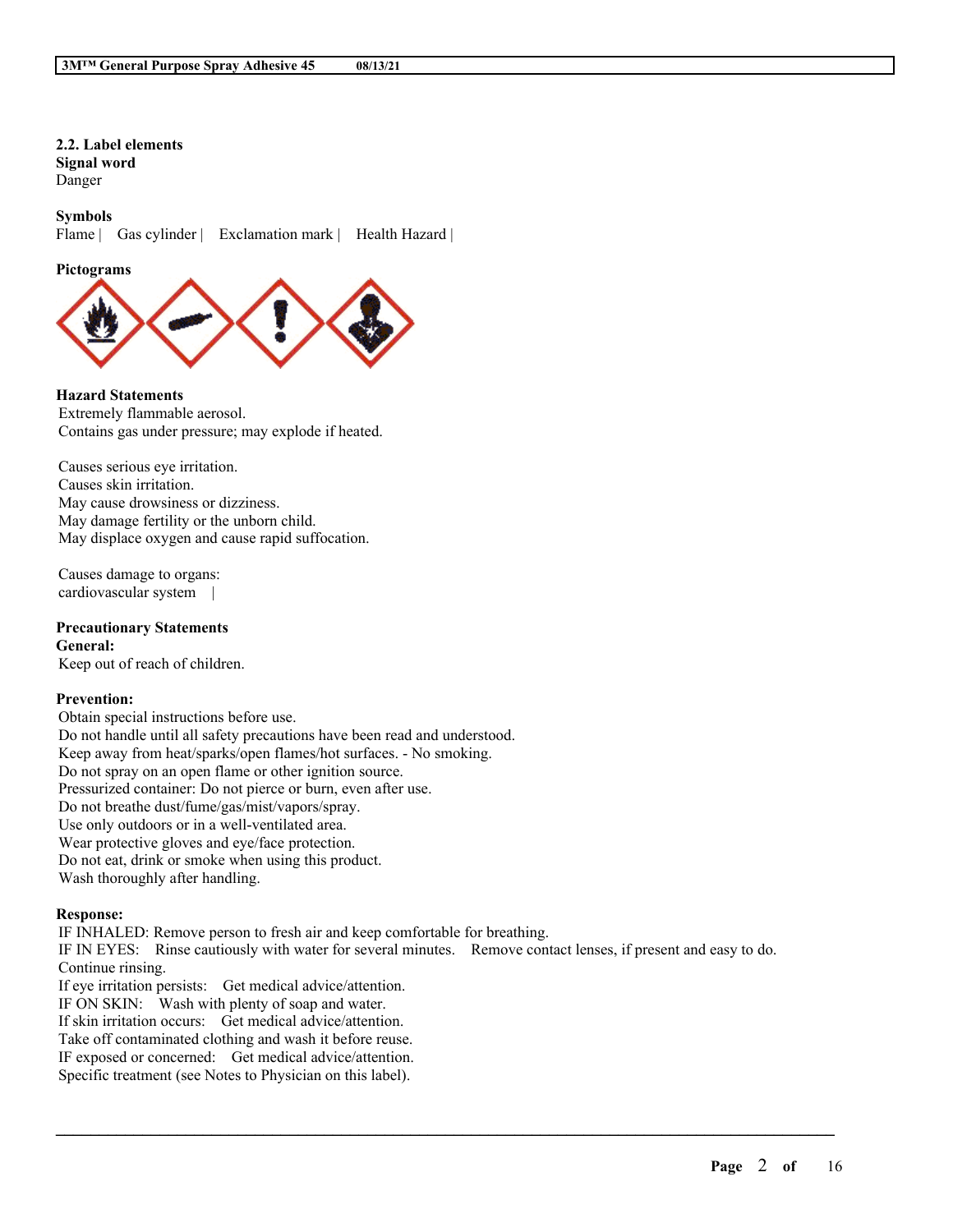**2.2. Label elements**

**Signal word**

Danger

**Symbols**

Flame | Gas cylinder | Exclamation mark | Health Hazard |

**Pictograms**

**Hazard Statements**

Extremely flammable aerosol.
Contains gas under pressure; may explode if heated.

Causes serious eye irritation.
Causes skin irritation.
May cause drowsiness or dizziness.
May damage fertility or the unborn child.
May displace oxygen and cause rapid suffocation.

Causes damage to organs:
cardiovascular system |

**Precautionary Statements**

**General:**

Keep out of reach of children.

**Prevention:**

Obtain special instructions before use.
Do not handle until all safety precautions have been read and understood.
Keep away from heat/sparks/open flames/hot surfaces. - No smoking.
Do not spray on an open flame or other ignition source.
Pressurized container: Do not pierce or burn, even after use.
Do not breathe dust/fume/gas/mist/vapors/spray.
Use only outdoors or in a well-ventilated area.
Wear protective gloves and eye/face protection.
Do not eat, drink or smoke when using this product.
Wash thoroughly after handling.

**Response:**

IF INHALED: Remove person to fresh air and keep comfortable for breathing.
IF IN EYES: Rinse cautiously with water for several minutes. Remove contact lenses, if present and easy to do. Continue rinsing.
If eye irritation persists: Get medical advice/attention.
IF ON SKIN: Wash with plenty of soap and water.
If skin irritation occurs: Get medical advice/attention.
Take off contaminated clothing and wash it before reuse.
IF exposed or concerned: Get medical advice/attention.
Specific treatment (see Notes to Physician on this label).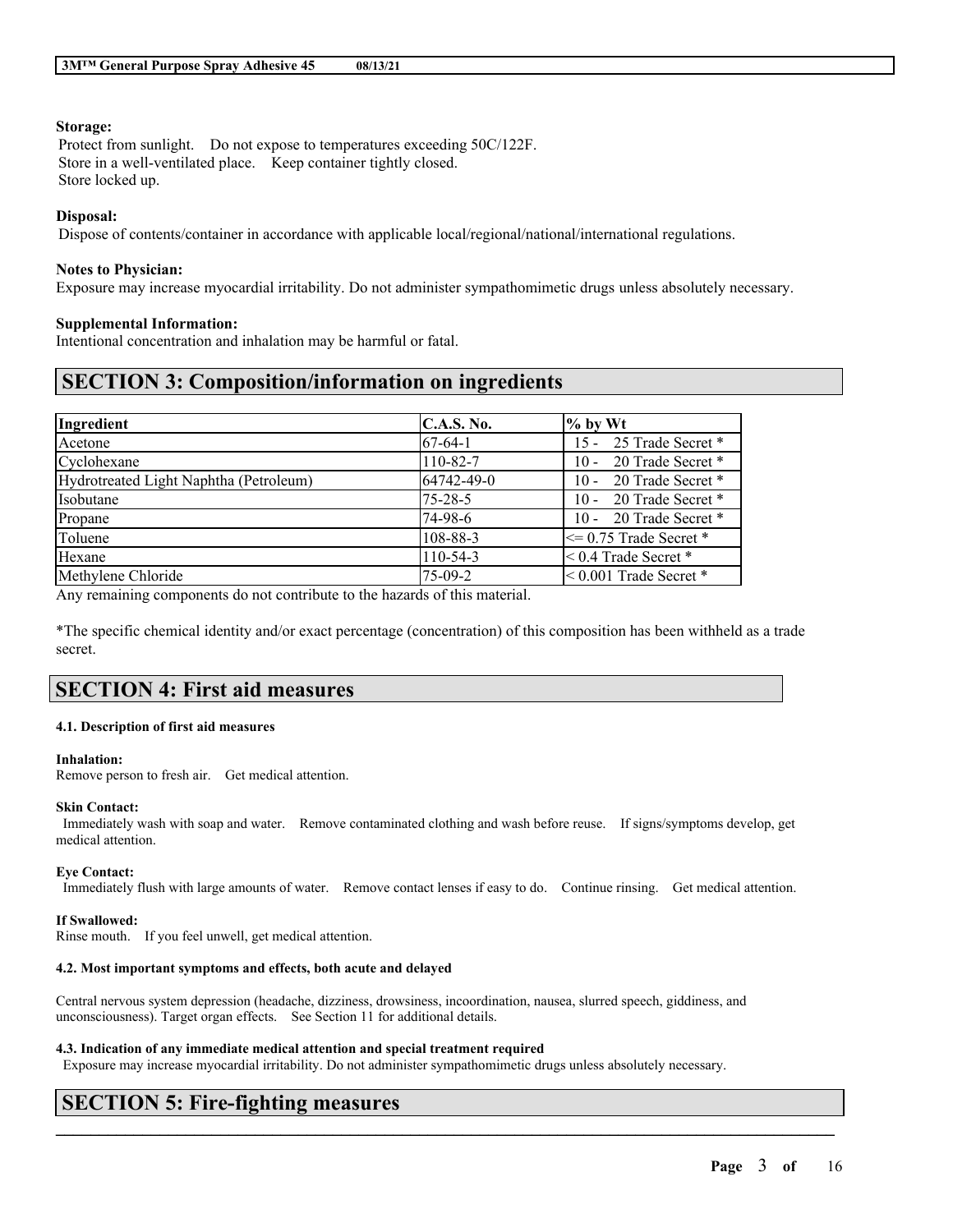**Storage:**

Protect from sunlight. Do not expose to temperatures exceeding 50C/122F.
Store in a well-ventilated place. Keep container tightly closed.
Store locked up.

**Disposal:**

Dispose of contents/container in accordance with applicable local/regional/national/international regulations.

**Notes to Physician:**

Exposure may increase myocardial irritability. Do not administer sympathomimetic drugs unless absolutely necessary.

**Supplemental Information:**

Intentional concentration and inhalation may be harmful or fatal.

# SECTION 3: Composition/information on ingredients

| Ingredient | C.A.S. No. | % by Wt |
| --- | --- | --- |
| Acetone | 67-64-1 | 15 - 25 Trade Secret * |
| Cyclohexane | 110-82-7 | 10 - 20 Trade Secret * |
| Hydrotreated Light Naphtha (Petroleum) | 64742-49-0 | 10 - 20 Trade Secret * |
| Isobutane | 75-28-5 | 10 - 20 Trade Secret * |
| Propane | 74-98-6 | 10 - 20 Trade Secret * |
| Toluene | 108-88-3 | <= 0.75 Trade Secret * |
| Hexane | 110-54-3 | < 0.4 Trade Secret * |
| Methylene Chloride | 75-09-2 | < 0.001 Trade Secret * |

Any remaining components do not contribute to the hazards of this material.

*The specific chemical identity and/or exact percentage (concentration) of this composition has been withheld as a trade secret.

# SECTION 4: First aid measures

### 4.1. Description of first aid measures

**Inhalation:**

Remove person to fresh air. Get medical attention.

**Skin Contact:**

Immediately wash with soap and water. Remove contaminated clothing and wash before reuse. If signs/symptoms develop, get medical attention.

**Eye Contact:**

Immediately flush with large amounts of water. Remove contact lenses if easy to do. Continue rinsing. Get medical attention.

**If Swallowed:**

Rinse mouth. If you feel unwell, get medical attention.

### 4.2. Most important symptoms and effects, both acute and delayed

Central nervous system depression (headache, dizziness, drowsiness, incoordination, nausea, slurred speech, giddiness, and unconsciousness). Target organ effects. See Section 11 for additional details.

### 4.3. Indication of any immediate medical attention and special treatment required

Exposure may increase myocardial irritability. Do not administer sympathomimetic drugs unless absolutely necessary.

# SECTION 5: Fire-fighting measures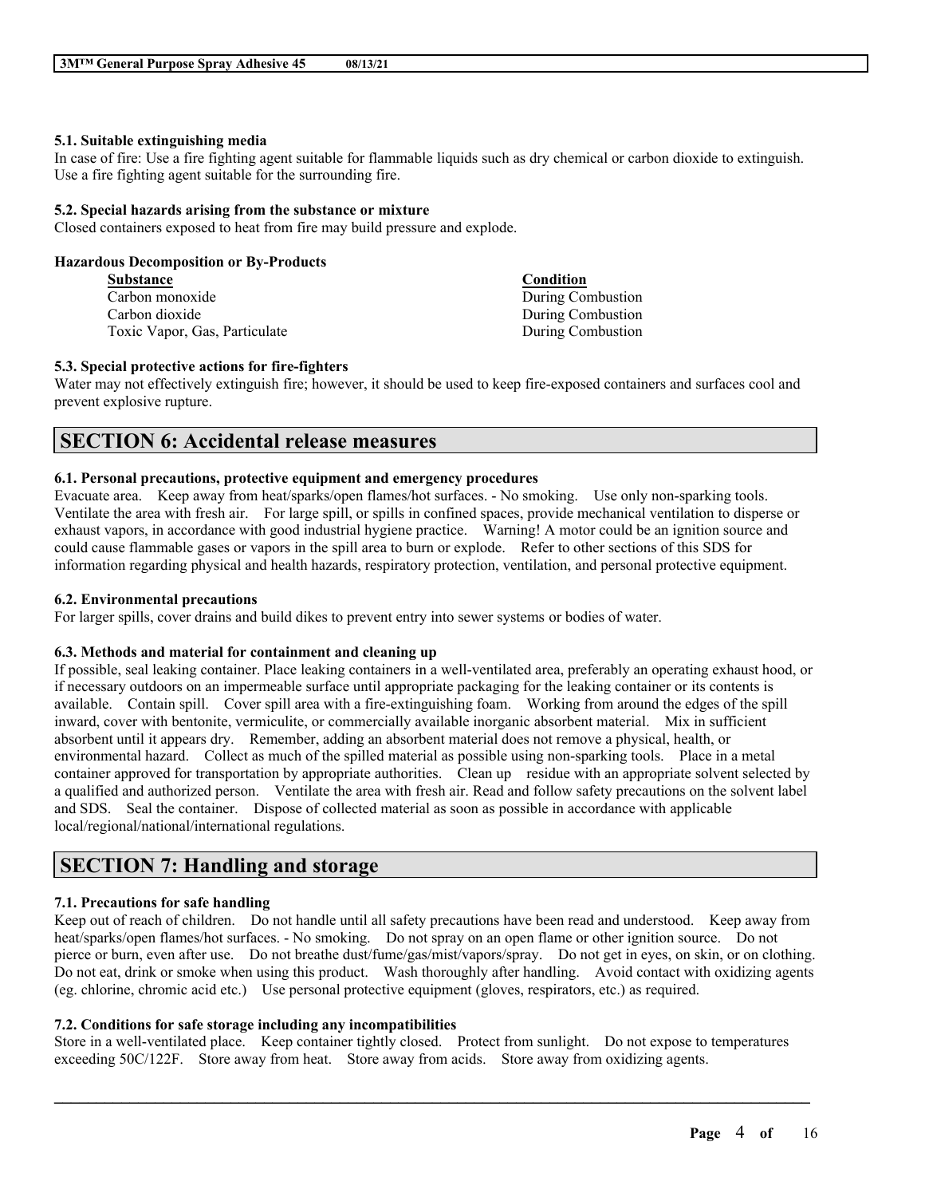#### 5.1. Suitable extinguishing media

In case of fire: Use a fire fighting agent suitable for flammable liquids such as dry chemical or carbon dioxide to extinguish. Use a fire fighting agent suitable for the surrounding fire.

#### 5.2. Special hazards arising from the substance or mixture

Closed containers exposed to heat from fire may build pressure and explode.

**Hazardous Decomposition or By-Products**

| Substance | Condition |
| --- | --- |
| Carbon monoxide | During Combustion |
| Carbon dioxide | During Combustion |
| Toxic Vapor, Gas, Particulate | During Combustion |

#### 5.3. Special protective actions for fire-fighters

Water may not effectively extinguish fire; however, it should be used to keep fire-exposed containers and surfaces cool and prevent explosive rupture.

## SECTION 6: Accidental release measures

#### 6.1. Personal precautions, protective equipment and emergency procedures

Evacuate area. Keep away from heat/sparks/open flames/hot surfaces. - No smoking. Use only non-sparking tools. Ventilate the area with fresh air. For large spill, or spills in confined spaces, provide mechanical ventilation to disperse or exhaust vapors, in accordance with good industrial hygiene practice. Warning! A motor could be an ignition source and could cause flammable gases or vapors in the spill area to burn or explode. Refer to other sections of this SDS for information regarding physical and health hazards, respiratory protection, ventilation, and personal protective equipment.

#### 6.2. Environmental precautions

For larger spills, cover drains and build dikes to prevent entry into sewer systems or bodies of water.

#### 6.3. Methods and material for containment and cleaning up

If possible, seal leaking container. Place leaking containers in a well-ventilated area, preferably an operating exhaust hood, or if necessary outdoors on an impermeable surface until appropriate packaging for the leaking container or its contents is available. Contain spill. Cover spill area with a fire-extinguishing foam. Working from around the edges of the spill inward, cover with bentonite, vermiculite, or commercially available inorganic absorbent material. Mix in sufficient absorbent until it appears dry. Remember, adding an absorbent material does not remove a physical, health, or environmental hazard. Collect as much of the spilled material as possible using non-sparking tools. Place in a metal container approved for transportation by appropriate authorities. Clean up residue with an appropriate solvent selected by a qualified and authorized person. Ventilate the area with fresh air. Read and follow safety precautions on the solvent label and SDS. Seal the container. Dispose of collected material as soon as possible in accordance with applicable local/regional/national/international regulations.

## SECTION 7: Handling and storage

#### 7.1. Precautions for safe handling

Keep out of reach of children. Do not handle until all safety precautions have been read and understood. Keep away from heat/sparks/open flames/hot surfaces. - No smoking. Do not spray on an open flame or other ignition source. Do not pierce or burn, even after use. Do not breathe dust/fume/gas/mist/vapors/spray. Do not get in eyes, on skin, or on clothing. Do not eat, drink or smoke when using this product. Wash thoroughly after handling. Avoid contact with oxidizing agents (eg. chlorine, chromic acid etc.) Use personal protective equipment (gloves, respirators, etc.) as required.

#### 7.2. Conditions for safe storage including any incompatibilities

Store in a well-ventilated place. Keep container tightly closed. Protect from sunlight. Do not expose to temperatures exceeding 50C/122F. Store away from heat. Store away from acids. Store away from oxidizing agents.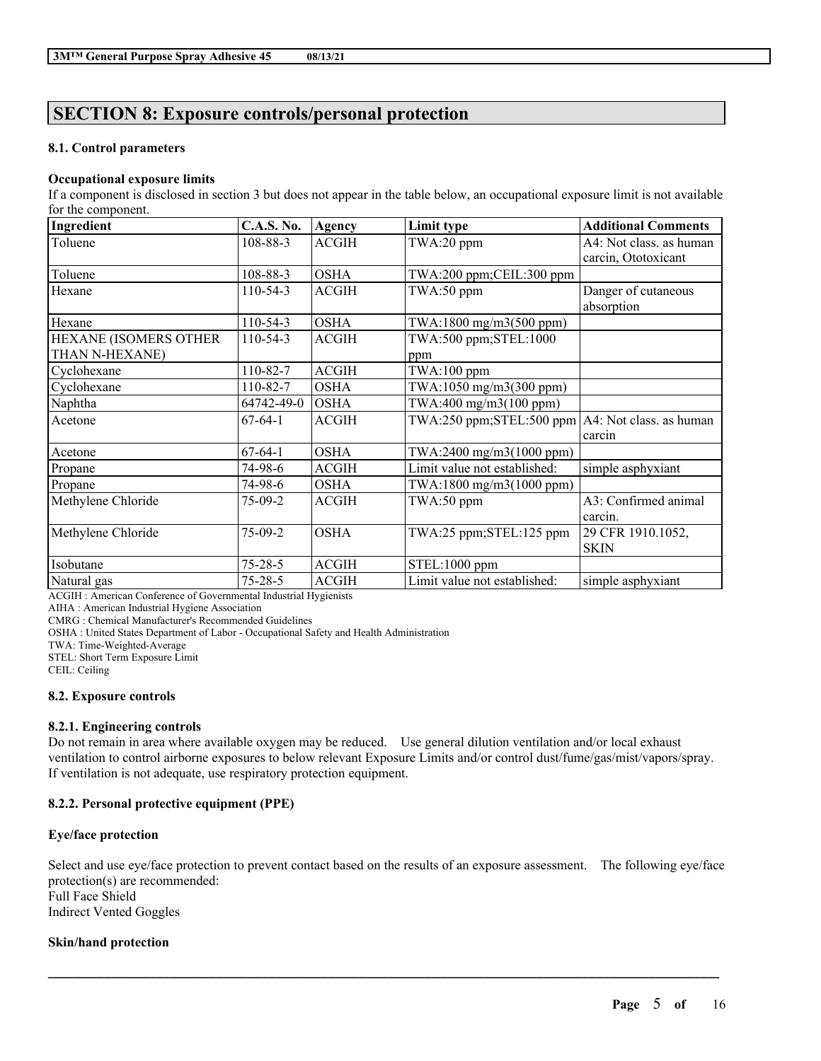## SECTION 8: Exposure controls/personal protection

### 8.1. Control parameters

**Occupational exposure limits**

If a component is disclosed in section 3 but does not appear in the table below, an occupational exposure limit is not available for the component.

| Ingredient | C.A.S. No. | Agency | Limit type | Additional Comments |
|---|---|---|---|---|
| Toluene | 108-88-3 | ACGIH | TWA:20 ppm | A4: Not class. as human carcin, Ototoxicant |
| Toluene | 108-88-3 | OSHA | TWA:200 ppm;CEIL:300 ppm | |
| Hexane | 110-54-3 | ACGIH | TWA:50 ppm | Danger of cutaneous absorption |
| Hexane | 110-54-3 | OSHA | TWA:1800 mg/m3(500 ppm) | |
| HEXANE (ISOMERS OTHER THAN N-HEXANE) | 110-54-3 | ACGIH | TWA:500 ppm;STEL:1000 ppm | |
| Cyclohexane | 110-82-7 | ACGIH | TWA:100 ppm | |
| Cyclohexane | 110-82-7 | OSHA | TWA:1050 mg/m3(300 ppm) | |
| Naphtha | 64742-49-0 | OSHA | TWA:400 mg/m3(100 ppm) | |
| Acetone | 67-64-1 | ACGIH | TWA:250 ppm;STEL:500 ppm | A4: Not class. as human carcin |
| Acetone | 67-64-1 | OSHA | TWA:2400 mg/m3(1000 ppm) | |
| Propane | 74-98-6 | ACGIH | Limit value not established: | simple asphyxiant |
| Propane | 74-98-6 | OSHA | TWA:1800 mg/m3(1000 ppm) | |
| Methylene Chloride | 75-09-2 | ACGIH | TWA:50 ppm | A3: Confirmed animal carcin. |
| Methylene Chloride | 75-09-2 | OSHA | TWA:25 ppm;STEL:125 ppm | 29 CFR 1910.1052, SKIN |
| Isobutane | 75-28-5 | ACGIH | STEL:1000 ppm | |
| Natural gas | 75-28-5 | ACGIH | Limit value not established: | simple asphyxiant |

ACGIH : American Conference of Governmental Industrial Hygienists
AIHA : American Industrial Hygiene Association
CMRG : Chemical Manufacturer's Recommended Guidelines
OSHA : United States Department of Labor - Occupational Safety and Health Administration
TWA: Time-Weighted-Average
STEL: Short Term Exposure Limit
CEIL: Ceiling

### 8.2. Exposure controls

#### 8.2.1. Engineering controls

Do not remain in area where available oxygen may be reduced. Use general dilution ventilation and/or local exhaust ventilation to control airborne exposures to below relevant Exposure Limits and/or control dust/fume/gas/mist/vapors/spray. If ventilation is not adequate, use respiratory protection equipment.

#### 8.2.2. Personal protective equipment (PPE)

**Eye/face protection**

Select and use eye/face protection to prevent contact based on the results of an exposure assessment. The following eye/face protection(s) are recommended:
Full Face Shield
Indirect Vented Goggles

**Skin/hand protection**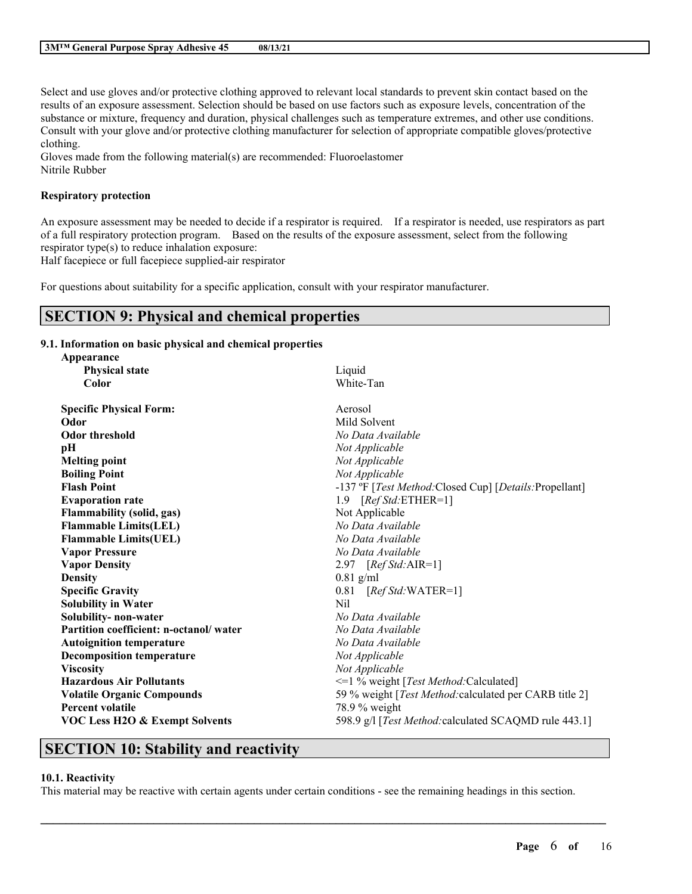Select and use gloves and/or protective clothing approved to relevant local standards to prevent skin contact based on the results of an exposure assessment. Selection should be based on use factors such as exposure levels, concentration of the substance or mixture, frequency and duration, physical challenges such as temperature extremes, and other use conditions. Consult with your glove and/or protective clothing manufacturer for selection of appropriate compatible gloves/protective clothing.
Gloves made from the following material(s) are recommended: Fluoroelastomer
Nitrile Rubber

**Respiratory protection**

An exposure assessment may be needed to decide if a respirator is required. If a respirator is needed, use respirators as part of a full respiratory protection program. Based on the results of the exposure assessment, select from the following respirator type(s) to reduce inhalation exposure:
Half facepiece or full facepiece supplied-air respirator

For questions about suitability for a specific application, consult with your respirator manufacturer.

## SECTION 9: Physical and chemical properties

### 9.1. Information on basic physical and chemical properties

| Property | Value |
|---|---|
| **Appearance** | |
| **Physical state** | Liquid |
| **Color** | White-Tan |
| **Specific Physical Form:** | Aerosol |
| **Odor** | Mild Solvent |
| **Odor threshold** | *No Data Available* |
| **pH** | *Not Applicable* |
| **Melting point** | *Not Applicable* |
| **Boiling Point** | *Not Applicable* |
| **Flash Point** | -137 ºF [*Test Method:*Closed Cup] [*Details:*Propellant] |
| **Evaporation rate** | 1.9 [*Ref Std:*ETHER=1] |
| **Flammability (solid, gas)** | Not Applicable |
| **Flammable Limits(LEL)** | *No Data Available* |
| **Flammable Limits(UEL)** | *No Data Available* |
| **Vapor Pressure** | *No Data Available* |
| **Vapor Density** | 2.97 [*Ref Std:*AIR=1] |
| **Density** | 0.81 g/ml |
| **Specific Gravity** | 0.81 [*Ref Std:*WATER=1] |
| **Solubility in Water** | Nil |
| **Solubility- non-water** | *No Data Available* |
| **Partition coefficient: n-octanol/ water** | *No Data Available* |
| **Autoignition temperature** | *No Data Available* |
| **Decomposition temperature** | *Not Applicable* |
| **Viscosity** | *Not Applicable* |
| **Hazardous Air Pollutants** | <=1 % weight [*Test Method:*Calculated] |
| **Volatile Organic Compounds** | 59 % weight [*Test Method:*calculated per CARB title 2] |
| **Percent volatile** | 78.9 % weight |
| **VOC Less H2O & Exempt Solvents** | 598.9 g/l [*Test Method:*calculated SCAQMD rule 443.1] |

## SECTION 10: Stability and reactivity

### 10.1. Reactivity

This material may be reactive with certain agents under certain conditions - see the remaining headings in this section.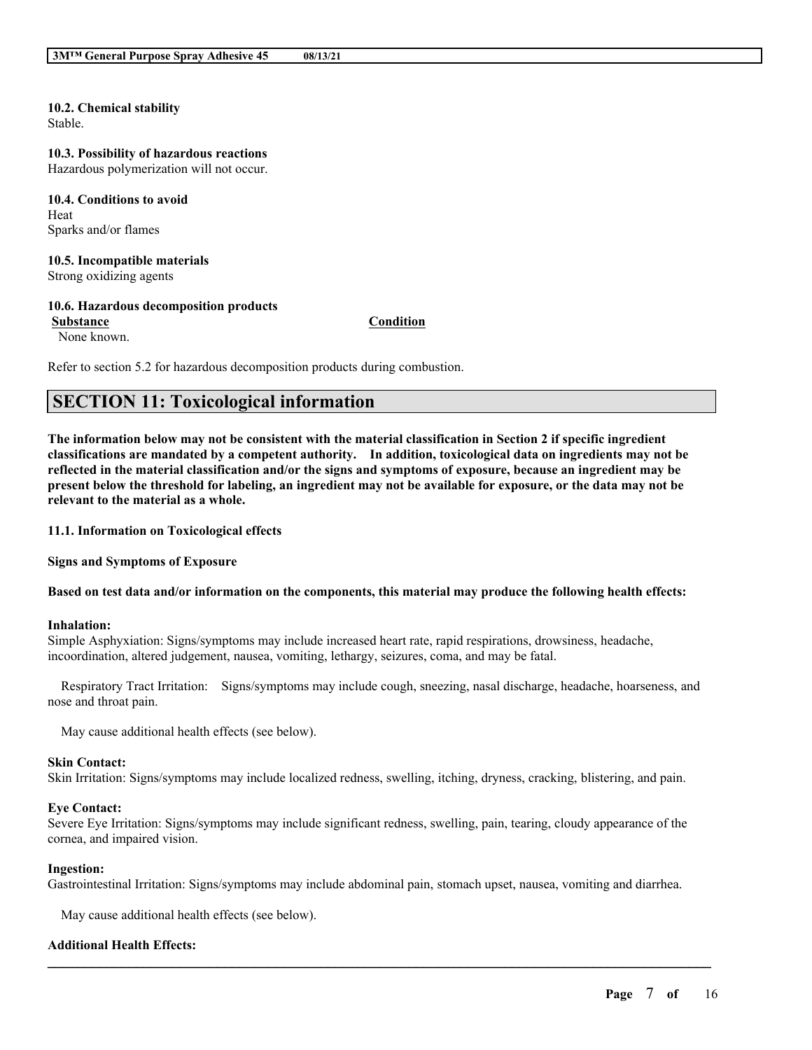**10.2. Chemical stability**
Stable.

**10.3. Possibility of hazardous reactions**
Hazardous polymerization will not occur.

**10.4. Conditions to avoid**
Heat
Sparks and/or flames

**10.5. Incompatible materials**
Strong oxidizing agents

**10.6. Hazardous decomposition products**

| Substance | Condition |
|---|---|
| None known. | |

Refer to section 5.2 for hazardous decomposition products during combustion.

## SECTION 11: Toxicological information

**The information below may not be consistent with the material classification in Section 2 if specific ingredient classifications are mandated by a competent authority. In addition, toxicological data on ingredients may not be reflected in the material classification and/or the signs and symptoms of exposure, because an ingredient may be present below the threshold for labeling, an ingredient may not be available for exposure, or the data may not be relevant to the material as a whole.**

**11.1. Information on Toxicological effects**

**Signs and Symptoms of Exposure**

**Based on test data and/or information on the components, this material may produce the following health effects:**

**Inhalation:**
Simple Asphyxiation: Signs/symptoms may include increased heart rate, rapid respirations, drowsiness, headache, incoordination, altered judgement, nausea, vomiting, lethargy, seizures, coma, and may be fatal.

Respiratory Tract Irritation: Signs/symptoms may include cough, sneezing, nasal discharge, headache, hoarseness, and nose and throat pain.

May cause additional health effects (see below).

**Skin Contact:**
Skin Irritation: Signs/symptoms may include localized redness, swelling, itching, dryness, cracking, blistering, and pain.

**Eye Contact:**
Severe Eye Irritation: Signs/symptoms may include significant redness, swelling, pain, tearing, cloudy appearance of the cornea, and impaired vision.

**Ingestion:**
Gastrointestinal Irritation: Signs/symptoms may include abdominal pain, stomach upset, nausea, vomiting and diarrhea.

May cause additional health effects (see below).

**Additional Health Effects:**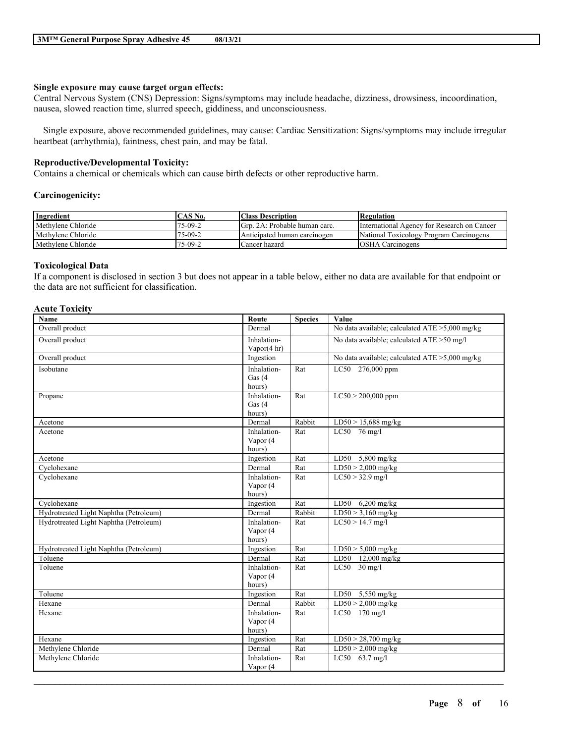**Single exposure may cause target organ effects:**
Central Nervous System (CNS) Depression: Signs/symptoms may include headache, dizziness, drowsiness, incoordination, nausea, slowed reaction time, slurred speech, giddiness, and unconsciousness.

Single exposure, above recommended guidelines, may cause: Cardiac Sensitization: Signs/symptoms may include irregular heartbeat (arrhythmia), faintness, chest pain, and may be fatal.

**Reproductive/Developmental Toxicity:**
Contains a chemical or chemicals which can cause birth defects or other reproductive harm.

**Carcinogenicity:**

| Ingredient | CAS No. | Class Description | Regulation |
|---|---|---|---|
| Methylene Chloride | 75-09-2 | Grp. 2A: Probable human carc. | International Agency for Research on Cancer |
| Methylene Chloride | 75-09-2 | Anticipated human carcinogen | National Toxicology Program Carcinogens |
| Methylene Chloride | 75-09-2 | Cancer hazard | OSHA Carcinogens |

**Toxicological Data**
If a component is disclosed in section 3 but does not appear in a table below, either no data are available for that endpoint or the data are not sufficient for classification.

**Acute Toxicity**

| Name | Route | Species | Value |
|---|---|---|---|
| Overall product | Dermal | | No data available; calculated ATE >5,000 mg/kg |
| Overall product | Inhalation-Vapor(4 hr) | | No data available; calculated ATE >50 mg/l |
| Overall product | Ingestion | | No data available; calculated ATE >5,000 mg/kg |
| Isobutane | Inhalation-Gas (4 hours) | Rat | LC50 276,000 ppm |
| Propane | Inhalation-Gas (4 hours) | Rat | LC50 > 200,000 ppm |
| Acetone | Dermal | Rabbit | LD50 > 15,688 mg/kg |
| Acetone | Inhalation-Vapor (4 hours) | Rat | LC50 76 mg/l |
| Acetone | Ingestion | Rat | LD50 5,800 mg/kg |
| Cyclohexane | Dermal | Rat | LD50 > 2,000 mg/kg |
| Cyclohexane | Inhalation-Vapor (4 hours) | Rat | LC50 > 32.9 mg/l |
| Cyclohexane | Ingestion | Rat | LD50 6,200 mg/kg |
| Hydrotreated Light Naphtha (Petroleum) | Dermal | Rabbit | LD50 > 3,160 mg/kg |
| Hydrotreated Light Naphtha (Petroleum) | Inhalation-Vapor (4 hours) | Rat | LC50 > 14.7 mg/l |
| Hydrotreated Light Naphtha (Petroleum) | Ingestion | Rat | LD50 > 5,000 mg/kg |
| Toluene | Dermal | Rat | LD50 12,000 mg/kg |
| Toluene | Inhalation-Vapor (4 hours) | Rat | LC50 30 mg/l |
| Toluene | Ingestion | Rat | LD50 5,550 mg/kg |
| Hexane | Dermal | Rabbit | LD50 > 2,000 mg/kg |
| Hexane | Inhalation-Vapor (4 hours) | Rat | LC50 170 mg/l |
| Hexane | Ingestion | Rat | LD50 > 28,700 mg/kg |
| Methylene Chloride | Dermal | Rat | LD50 > 2,000 mg/kg |
| Methylene Chloride | Inhalation-Vapor (4 | Rat | LC50 63.7 mg/l |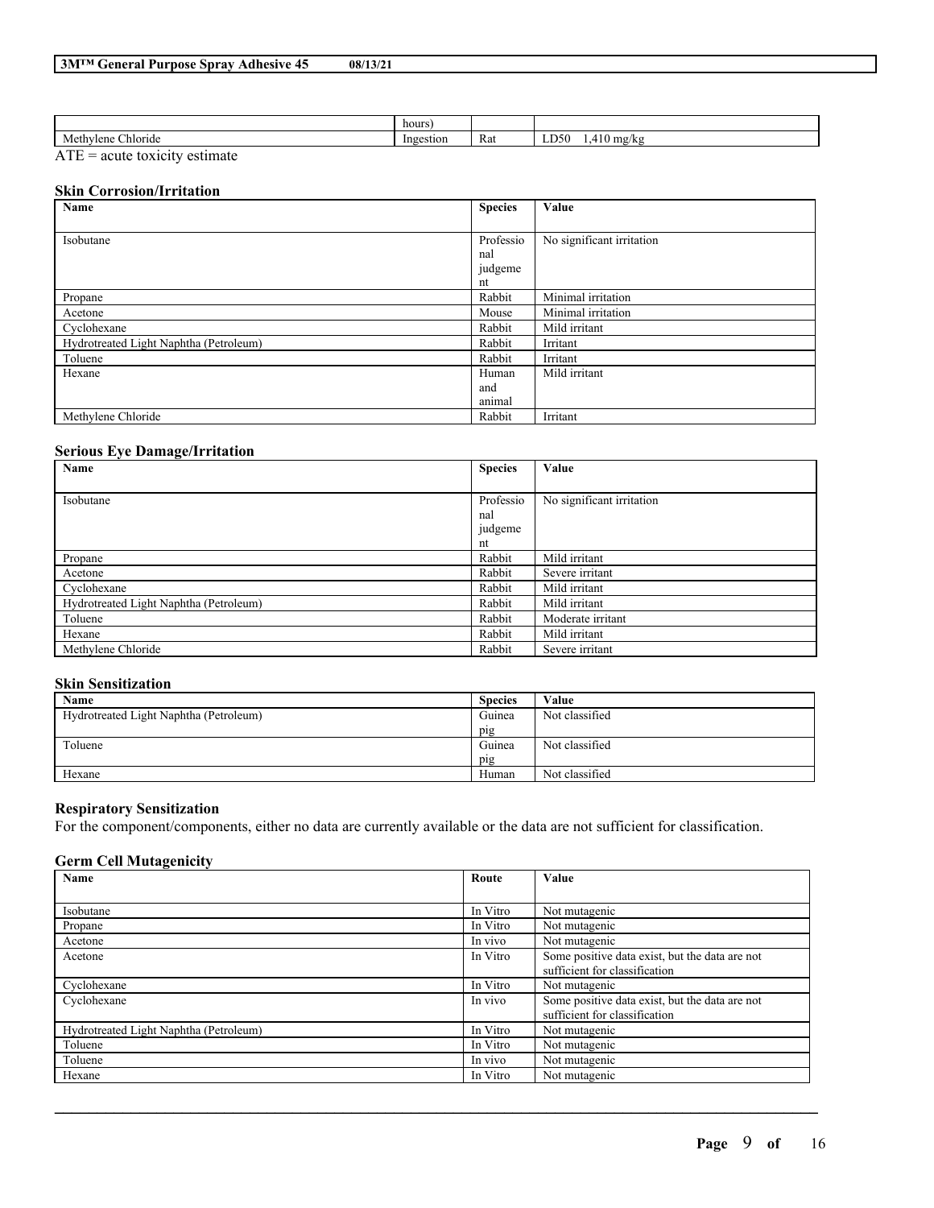|  | hours) |  |  |
| --- | --- | --- | --- |
| Methylene Chloride | Ingestion | Rat | LD50 1,410 mg/kg |

ATE = acute toxicity estimate

### Skin Corrosion/Irritation

| Name | Species | Value |
| --- | --- | --- |
| Isobutane | Professional judgement | No significant irritation |
| Propane | Rabbit | Minimal irritation |
| Acetone | Mouse | Minimal irritation |
| Cyclohexane | Rabbit | Mild irritant |
| Hydrotreated Light Naphtha (Petroleum) | Rabbit | Irritant |
| Toluene | Rabbit | Irritant |
| Hexane | Human and animal | Mild irritant |
| Methylene Chloride | Rabbit | Irritant |

### Serious Eye Damage/Irritation

| Name | Species | Value |
| --- | --- | --- |
| Isobutane | Professional judgement | No significant irritation |
| Propane | Rabbit | Mild irritant |
| Acetone | Rabbit | Severe irritant |
| Cyclohexane | Rabbit | Mild irritant |
| Hydrotreated Light Naphtha (Petroleum) | Rabbit | Mild irritant |
| Toluene | Rabbit | Moderate irritant |
| Hexane | Rabbit | Mild irritant |
| Methylene Chloride | Rabbit | Severe irritant |

### Skin Sensitization

| Name | Species | Value |
| --- | --- | --- |
| Hydrotreated Light Naphtha (Petroleum) | Guinea pig | Not classified |
| Toluene | Guinea pig | Not classified |
| Hexane | Human | Not classified |

### Respiratory Sensitization

For the component/components, either no data are currently available or the data are not sufficient for classification.

### Germ Cell Mutagenicity

| Name | Route | Value |
| --- | --- | --- |
| Isobutane | In Vitro | Not mutagenic |
| Propane | In Vitro | Not mutagenic |
| Acetone | In vivo | Not mutagenic |
| Acetone | In Vitro | Some positive data exist, but the data are not sufficient for classification |
| Cyclohexane | In Vitro | Not mutagenic |
| Cyclohexane | In vivo | Some positive data exist, but the data are not sufficient for classification |
| Hydrotreated Light Naphtha (Petroleum) | In Vitro | Not mutagenic |
| Toluene | In Vitro | Not mutagenic |
| Toluene | In vivo | Not mutagenic |
| Hexane | In Vitro | Not mutagenic |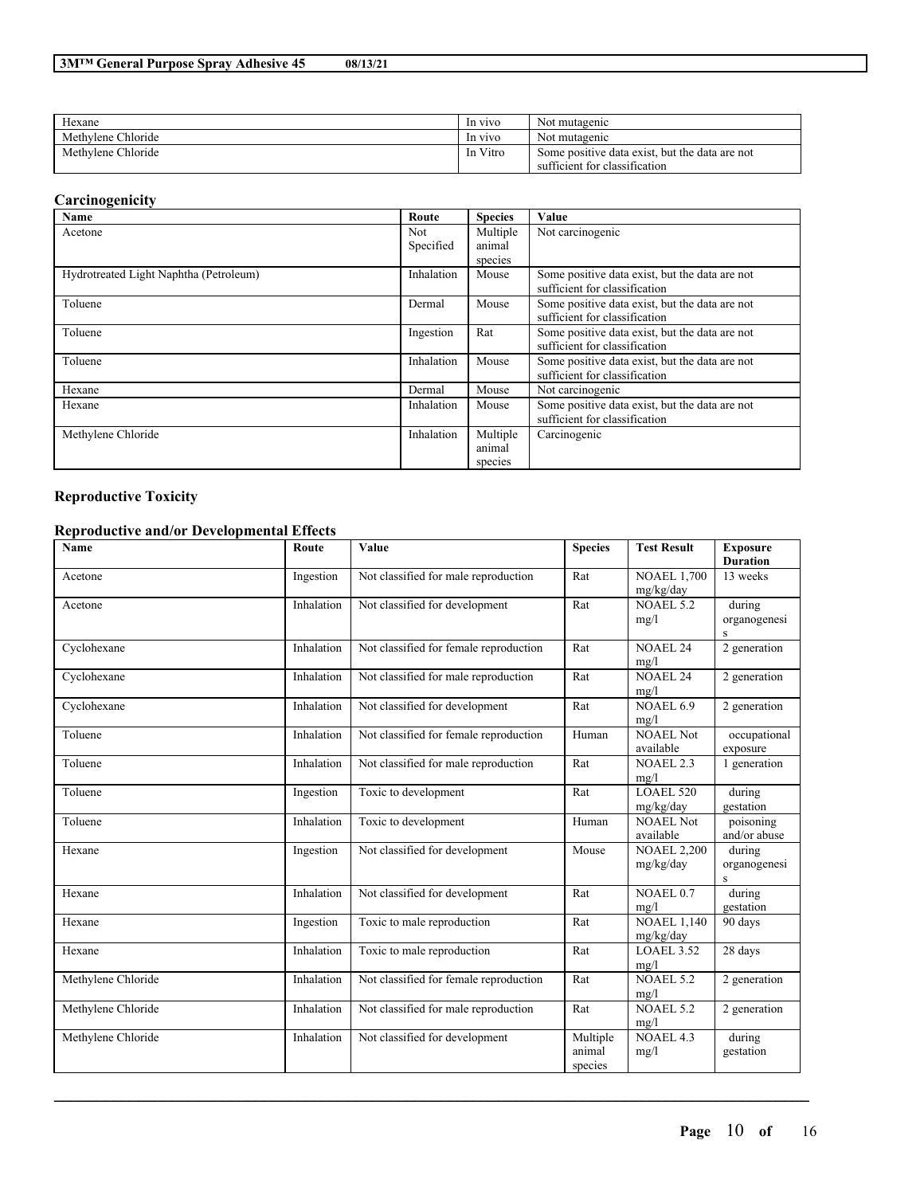| Hexane | In vivo | Not mutagenic |
|---|---|---|
| Methylene Chloride | In vivo | Not mutagenic |
| Methylene Chloride | In Vitro | Some positive data exist, but the data are not sufficient for classification |

### Carcinogenicity

| Name | Route | Species | Value |
|---|---|---|---|
| Acetone | Not Specified | Multiple animal species | Not carcinogenic |
| Hydrotreated Light Naphtha (Petroleum) | Inhalation | Mouse | Some positive data exist, but the data are not sufficient for classification |
| Toluene | Dermal | Mouse | Some positive data exist, but the data are not sufficient for classification |
| Toluene | Ingestion | Rat | Some positive data exist, but the data are not sufficient for classification |
| Toluene | Inhalation | Mouse | Some positive data exist, but the data are not sufficient for classification |
| Hexane | Dermal | Mouse | Not carcinogenic |
| Hexane | Inhalation | Mouse | Some positive data exist, but the data are not sufficient for classification |
| Methylene Chloride | Inhalation | Multiple animal species | Carcinogenic |

### Reproductive Toxicity

### Reproductive and/or Developmental Effects

| Name | Route | Value | Species | Test Result | Exposure Duration |
|---|---|---|---|---|---|
| Acetone | Ingestion | Not classified for male reproduction | Rat | NOAEL 1,700 mg/kg/day | 13 weeks |
| Acetone | Inhalation | Not classified for development | Rat | NOAEL 5.2 mg/l | during organogenesis |
| Cyclohexane | Inhalation | Not classified for female reproduction | Rat | NOAEL 24 mg/l | 2 generation |
| Cyclohexane | Inhalation | Not classified for male reproduction | Rat | NOAEL 24 mg/l | 2 generation |
| Cyclohexane | Inhalation | Not classified for development | Rat | NOAEL 6.9 mg/l | 2 generation |
| Toluene | Inhalation | Not classified for female reproduction | Human | NOAEL Not available | occupational exposure |
| Toluene | Inhalation | Not classified for male reproduction | Rat | NOAEL 2.3 mg/l | 1 generation |
| Toluene | Ingestion | Toxic to development | Rat | LOAEL 520 mg/kg/day | during gestation |
| Toluene | Inhalation | Toxic to development | Human | NOAEL Not available | poisoning and/or abuse |
| Hexane | Ingestion | Not classified for development | Mouse | NOAEL 2,200 mg/kg/day | during organogenesis |
| Hexane | Inhalation | Not classified for development | Rat | NOAEL 0.7 mg/l | during gestation |
| Hexane | Ingestion | Toxic to male reproduction | Rat | NOAEL 1,140 mg/kg/day | 90 days |
| Hexane | Inhalation | Toxic to male reproduction | Rat | LOAEL 3.52 mg/l | 28 days |
| Methylene Chloride | Inhalation | Not classified for female reproduction | Rat | NOAEL 5.2 mg/l | 2 generation |
| Methylene Chloride | Inhalation | Not classified for male reproduction | Rat | NOAEL 5.2 mg/l | 2 generation |
| Methylene Chloride | Inhalation | Not classified for development | Multiple animal species | NOAEL 4.3 mg/l | during gestation |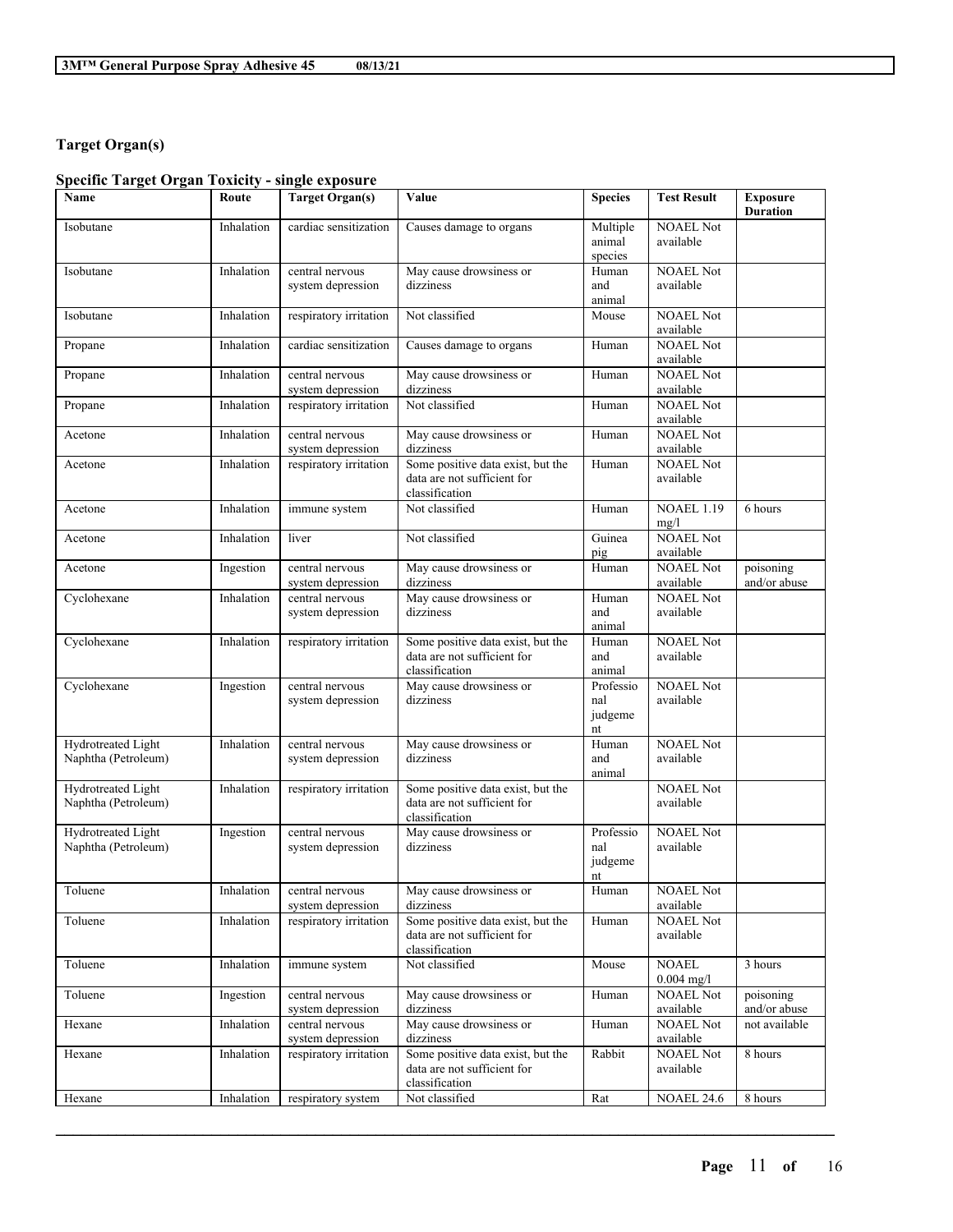## Target Organ(s)

### Specific Target Organ Toxicity - single exposure

| Name | Route | Target Organ(s) | Value | Species | Test Result | Exposure Duration |
|---|---|---|---|---|---|---|
| Isobutane | Inhalation | cardiac sensitization | Causes damage to organs | Multiple animal species | NOAEL Not available | |
| Isobutane | Inhalation | central nervous system depression | May cause drowsiness or dizziness | Human and animal | NOAEL Not available | |
| Isobutane | Inhalation | respiratory irritation | Not classified | Mouse | NOAEL Not available | |
| Propane | Inhalation | cardiac sensitization | Causes damage to organs | Human | NOAEL Not available | |
| Propane | Inhalation | central nervous system depression | May cause drowsiness or dizziness | Human | NOAEL Not available | |
| Propane | Inhalation | respiratory irritation | Not classified | Human | NOAEL Not available | |
| Acetone | Inhalation | central nervous system depression | May cause drowsiness or dizziness | Human | NOAEL Not available | |
| Acetone | Inhalation | respiratory irritation | Some positive data exist, but the data are not sufficient for classification | Human | NOAEL Not available | |
| Acetone | Inhalation | immune system | Not classified | Human | NOAEL 1.19 mg/l | 6 hours |
| Acetone | Inhalation | liver | Not classified | Guinea pig | NOAEL Not available | |
| Acetone | Ingestion | central nervous system depression | May cause drowsiness or dizziness | Human | NOAEL Not available | poisoning and/or abuse |
| Cyclohexane | Inhalation | central nervous system depression | May cause drowsiness or dizziness | Human and animal | NOAEL Not available | |
| Cyclohexane | Inhalation | respiratory irritation | Some positive data exist, but the data are not sufficient for classification | Human and animal | NOAEL Not available | |
| Cyclohexane | Ingestion | central nervous system depression | May cause drowsiness or dizziness | Professional judgement | NOAEL Not available | |
| Hydrotreated Light Naphtha (Petroleum) | Inhalation | central nervous system depression | May cause drowsiness or dizziness | Human and animal | NOAEL Not available | |
| Hydrotreated Light Naphtha (Petroleum) | Inhalation | respiratory irritation | Some positive data exist, but the data are not sufficient for classification | | NOAEL Not available | |
| Hydrotreated Light Naphtha (Petroleum) | Ingestion | central nervous system depression | May cause drowsiness or dizziness | Professional judgement | NOAEL Not available | |
| Toluene | Inhalation | central nervous system depression | May cause drowsiness or dizziness | Human | NOAEL Not available | |
| Toluene | Inhalation | respiratory irritation | Some positive data exist, but the data are not sufficient for classification | Human | NOAEL Not available | |
| Toluene | Inhalation | immune system | Not classified | Mouse | NOAEL 0.004 mg/l | 3 hours |
| Toluene | Ingestion | central nervous system depression | May cause drowsiness or dizziness | Human | NOAEL Not available | poisoning and/or abuse |
| Hexane | Inhalation | central nervous system depression | May cause drowsiness or dizziness | Human | NOAEL Not available | not available |
| Hexane | Inhalation | respiratory irritation | Some positive data exist, but the data are not sufficient for classification | Rabbit | NOAEL Not available | 8 hours |
| Hexane | Inhalation | respiratory system | Not classified | Rat | NOAEL 24.6 | 8 hours |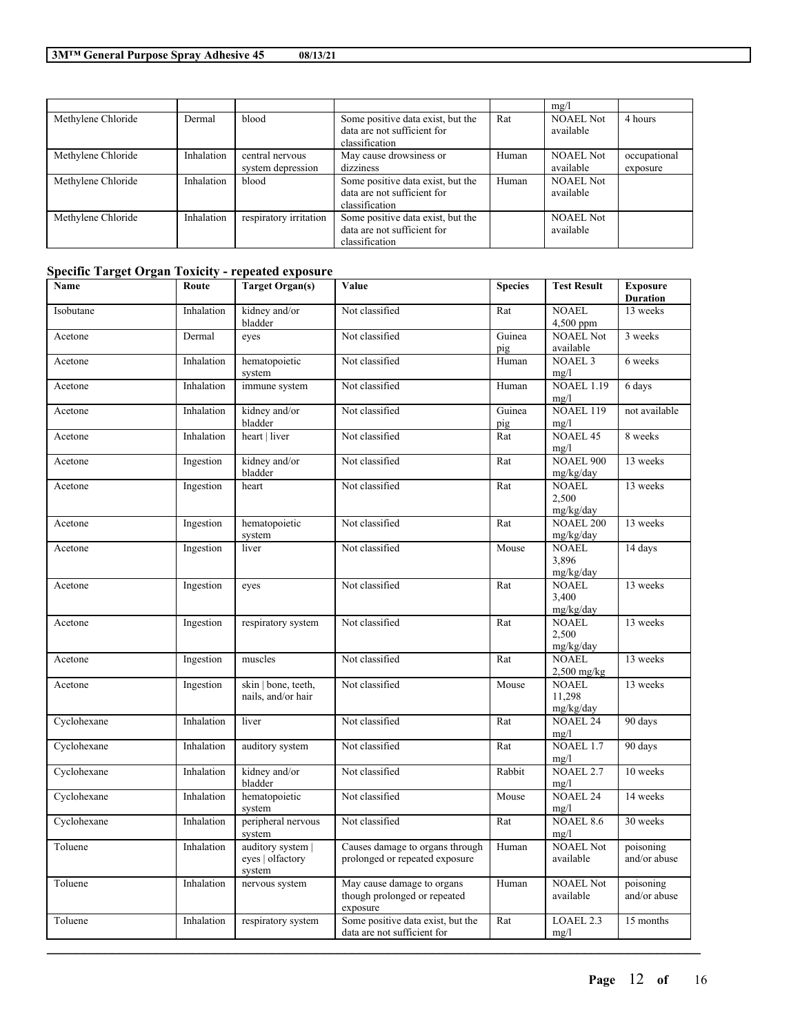| | | | | | mg/l | |
|---|---|---|---|---|---|---|
| Methylene Chloride | Dermal | blood | Some positive data exist, but the data are not sufficient for classification | Rat | NOAEL Not available | 4 hours |
| Methylene Chloride | Inhalation | central nervous system depression | May cause drowsiness or dizziness | Human | NOAEL Not available | occupational exposure |
| Methylene Chloride | Inhalation | blood | Some positive data exist, but the data are not sufficient for classification | Human | NOAEL Not available | |
| Methylene Chloride | Inhalation | respiratory irritation | Some positive data exist, but the data are not sufficient for classification | | NOAEL Not available | |

**Specific Target Organ Toxicity - repeated exposure**

| Name | Route | Target Organ(s) | Value | Species | Test Result | Exposure Duration |
|---|---|---|---|---|---|---|
| Isobutane | Inhalation | kidney and/or bladder | Not classified | Rat | NOAEL 4,500 ppm | 13 weeks |
| Acetone | Dermal | eyes | Not classified | Guinea pig | NOAEL Not available | 3 weeks |
| Acetone | Inhalation | hematopoietic system | Not classified | Human | NOAEL 3 mg/l | 6 weeks |
| Acetone | Inhalation | immune system | Not classified | Human | NOAEL 1.19 mg/l | 6 days |
| Acetone | Inhalation | kidney and/or bladder | Not classified | Guinea pig | NOAEL 119 mg/l | not available |
| Acetone | Inhalation | heart \| liver | Not classified | Rat | NOAEL 45 mg/l | 8 weeks |
| Acetone | Ingestion | kidney and/or bladder | Not classified | Rat | NOAEL 900 mg/kg/day | 13 weeks |
| Acetone | Ingestion | heart | Not classified | Rat | NOAEL 2,500 mg/kg/day | 13 weeks |
| Acetone | Ingestion | hematopoietic system | Not classified | Rat | NOAEL 200 mg/kg/day | 13 weeks |
| Acetone | Ingestion | liver | Not classified | Mouse | NOAEL 3,896 mg/kg/day | 14 days |
| Acetone | Ingestion | eyes | Not classified | Rat | NOAEL 3,400 mg/kg/day | 13 weeks |
| Acetone | Ingestion | respiratory system | Not classified | Rat | NOAEL 2,500 mg/kg/day | 13 weeks |
| Acetone | Ingestion | muscles | Not classified | Rat | NOAEL 2,500 mg/kg | 13 weeks |
| Acetone | Ingestion | skin \| bone, teeth, nails, and/or hair | Not classified | Mouse | NOAEL 11,298 mg/kg/day | 13 weeks |
| Cyclohexane | Inhalation | liver | Not classified | Rat | NOAEL 24 mg/l | 90 days |
| Cyclohexane | Inhalation | auditory system | Not classified | Rat | NOAEL 1.7 mg/l | 90 days |
| Cyclohexane | Inhalation | kidney and/or bladder | Not classified | Rabbit | NOAEL 2.7 mg/l | 10 weeks |
| Cyclohexane | Inhalation | hematopoietic system | Not classified | Mouse | NOAEL 24 mg/l | 14 weeks |
| Cyclohexane | Inhalation | peripheral nervous system | Not classified | Rat | NOAEL 8.6 mg/l | 30 weeks |
| Toluene | Inhalation | auditory system \| eyes \| olfactory system | Causes damage to organs through prolonged or repeated exposure | Human | NOAEL Not available | poisoning and/or abuse |
| Toluene | Inhalation | nervous system | May cause damage to organs though prolonged or repeated exposure | Human | NOAEL Not available | poisoning and/or abuse |
| Toluene | Inhalation | respiratory system | Some positive data exist, but the data are not sufficient for | Rat | LOAEL 2.3 mg/l | 15 months |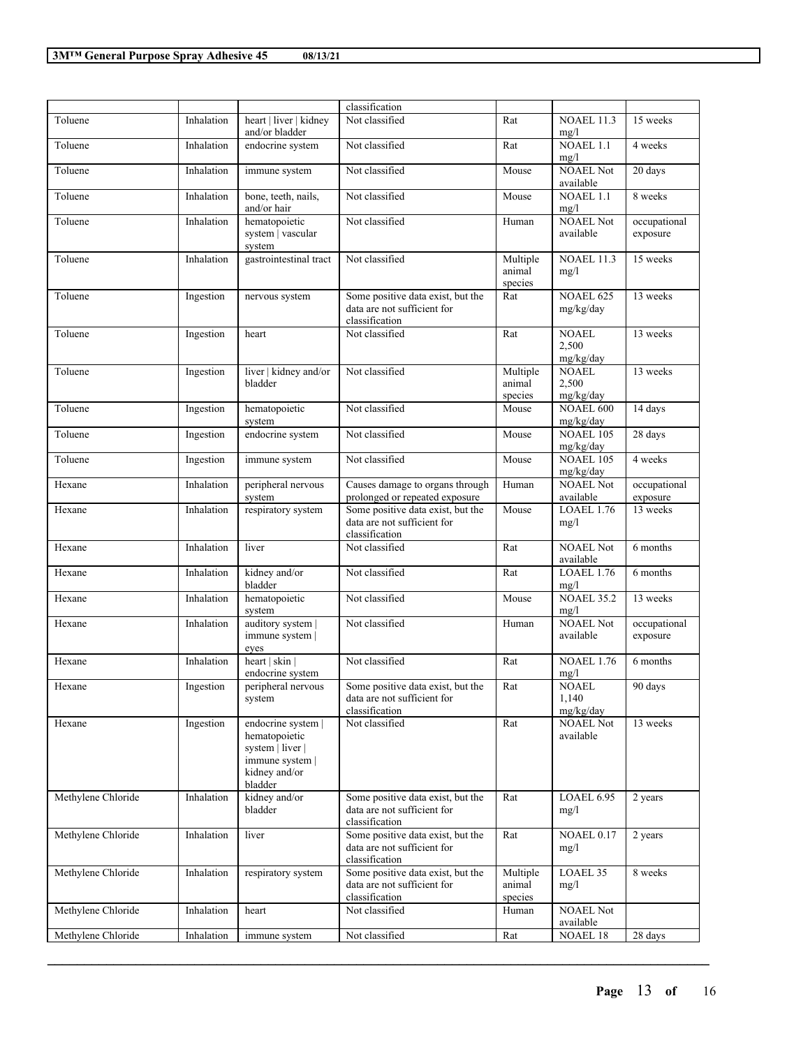| | | | classification | | | |
|---|---|---|---|---|---|---|
| Toluene | Inhalation | heart \| liver \| kidney and/or bladder | Not classified | Rat | NOAEL 11.3 mg/l | 15 weeks |
| Toluene | Inhalation | endocrine system | Not classified | Rat | NOAEL 1.1 mg/l | 4 weeks |
| Toluene | Inhalation | immune system | Not classified | Mouse | NOAEL Not available | 20 days |
| Toluene | Inhalation | bone, teeth, nails, and/or hair | Not classified | Mouse | NOAEL 1.1 mg/l | 8 weeks |
| Toluene | Inhalation | hematopoietic system \| vascular system | Not classified | Human | NOAEL Not available | occupational exposure |
| Toluene | Inhalation | gastrointestinal tract | Not classified | Multiple animal species | NOAEL 11.3 mg/l | 15 weeks |
| Toluene | Ingestion | nervous system | Some positive data exist, but the data are not sufficient for classification | Rat | NOAEL 625 mg/kg/day | 13 weeks |
| Toluene | Ingestion | heart | Not classified | Rat | NOAEL 2,500 mg/kg/day | 13 weeks |
| Toluene | Ingestion | liver \| kidney and/or bladder | Not classified | Multiple animal species | NOAEL 2,500 mg/kg/day | 13 weeks |
| Toluene | Ingestion | hematopoietic system | Not classified | Mouse | NOAEL 600 mg/kg/day | 14 days |
| Toluene | Ingestion | endocrine system | Not classified | Mouse | NOAEL 105 mg/kg/day | 28 days |
| Toluene | Ingestion | immune system | Not classified | Mouse | NOAEL 105 mg/kg/day | 4 weeks |
| Hexane | Inhalation | peripheral nervous system | Causes damage to organs through prolonged or repeated exposure | Human | NOAEL Not available | occupational exposure |
| Hexane | Inhalation | respiratory system | Some positive data exist, but the data are not sufficient for classification | Mouse | LOAEL 1.76 mg/l | 13 weeks |
| Hexane | Inhalation | liver | Not classified | Rat | NOAEL Not available | 6 months |
| Hexane | Inhalation | kidney and/or bladder | Not classified | Rat | LOAEL 1.76 mg/l | 6 months |
| Hexane | Inhalation | hematopoietic system | Not classified | Mouse | NOAEL 35.2 mg/l | 13 weeks |
| Hexane | Inhalation | auditory system \| immune system \| eyes | Not classified | Human | NOAEL Not available | occupational exposure |
| Hexane | Inhalation | heart \| skin \| endocrine system | Not classified | Rat | NOAEL 1.76 mg/l | 6 months |
| Hexane | Ingestion | peripheral nervous system | Some positive data exist, but the data are not sufficient for classification | Rat | NOAEL 1,140 mg/kg/day | 90 days |
| Hexane | Ingestion | endocrine system \| hematopoietic system \| liver \| immune system \| kidney and/or bladder | Not classified | Rat | NOAEL Not available | 13 weeks |
| Methylene Chloride | Inhalation | kidney and/or bladder | Some positive data exist, but the data are not sufficient for classification | Rat | LOAEL 6.95 mg/l | 2 years |
| Methylene Chloride | Inhalation | liver | Some positive data exist, but the data are not sufficient for classification | Rat | NOAEL 0.17 mg/l | 2 years |
| Methylene Chloride | Inhalation | respiratory system | Some positive data exist, but the data are not sufficient for classification | Multiple animal species | LOAEL 35 mg/l | 8 weeks |
| Methylene Chloride | Inhalation | heart | Not classified | Human | NOAEL Not available | |
| Methylene Chloride | Inhalation | immune system | Not classified | Rat | NOAEL 18 | 28 days |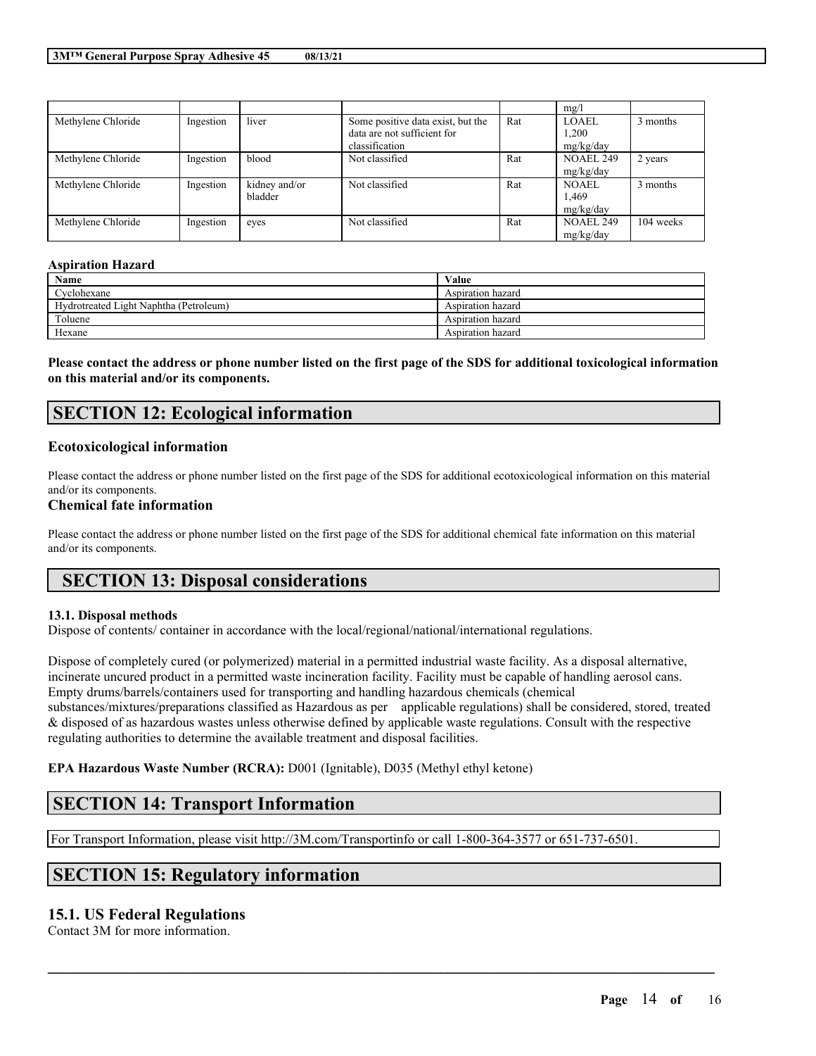| | | | | | mg/l | |
|---|---|---|---|---|---|---|
| Methylene Chloride | Ingestion | liver | Some positive data exist, but the data are not sufficient for classification | Rat | LOAEL 1,200 mg/kg/day | 3 months |
| Methylene Chloride | Ingestion | blood | Not classified | Rat | NOAEL 249 mg/kg/day | 2 years |
| Methylene Chloride | Ingestion | kidney and/or bladder | Not classified | Rat | NOAEL 1,469 mg/kg/day | 3 months |
| Methylene Chloride | Ingestion | eyes | Not classified | Rat | NOAEL 249 mg/kg/day | 104 weeks |

**Aspiration Hazard**

| Name | Value |
|---|---|
| Cyclohexane | Aspiration hazard |
| Hydrotreated Light Naphtha (Petroleum) | Aspiration hazard |
| Toluene | Aspiration hazard |
| Hexane | Aspiration hazard |

**Please contact the address or phone number listed on the first page of the SDS for additional toxicological information on this material and/or its components.**

## SECTION 12: Ecological information

### Ecotoxicological information

Please contact the address or phone number listed on the first page of the SDS for additional ecotoxicological information on this material and/or its components.

### Chemical fate information

Please contact the address or phone number listed on the first page of the SDS for additional chemical fate information on this material and/or its components.

## SECTION 13: Disposal considerations

**13.1. Disposal methods**

Dispose of contents/ container in accordance with the local/regional/national/international regulations.

Dispose of completely cured (or polymerized) material in a permitted industrial waste facility. As a disposal alternative, incinerate uncured product in a permitted waste incineration facility. Facility must be capable of handling aerosol cans. Empty drums/barrels/containers used for transporting and handling hazardous chemicals (chemical substances/mixtures/preparations classified as Hazardous as per applicable regulations) shall be considered, stored, treated & disposed of as hazardous wastes unless otherwise defined by applicable waste regulations. Consult with the respective regulating authorities to determine the available treatment and disposal facilities.

**EPA Hazardous Waste Number (RCRA):** D001 (Ignitable), D035 (Methyl ethyl ketone)

## SECTION 14: Transport Information

For Transport Information, please visit http://3M.com/Transportinfo or call 1-800-364-3577 or 651-737-6501.

## SECTION 15: Regulatory information

### 15.1. US Federal Regulations

Contact 3M for more information.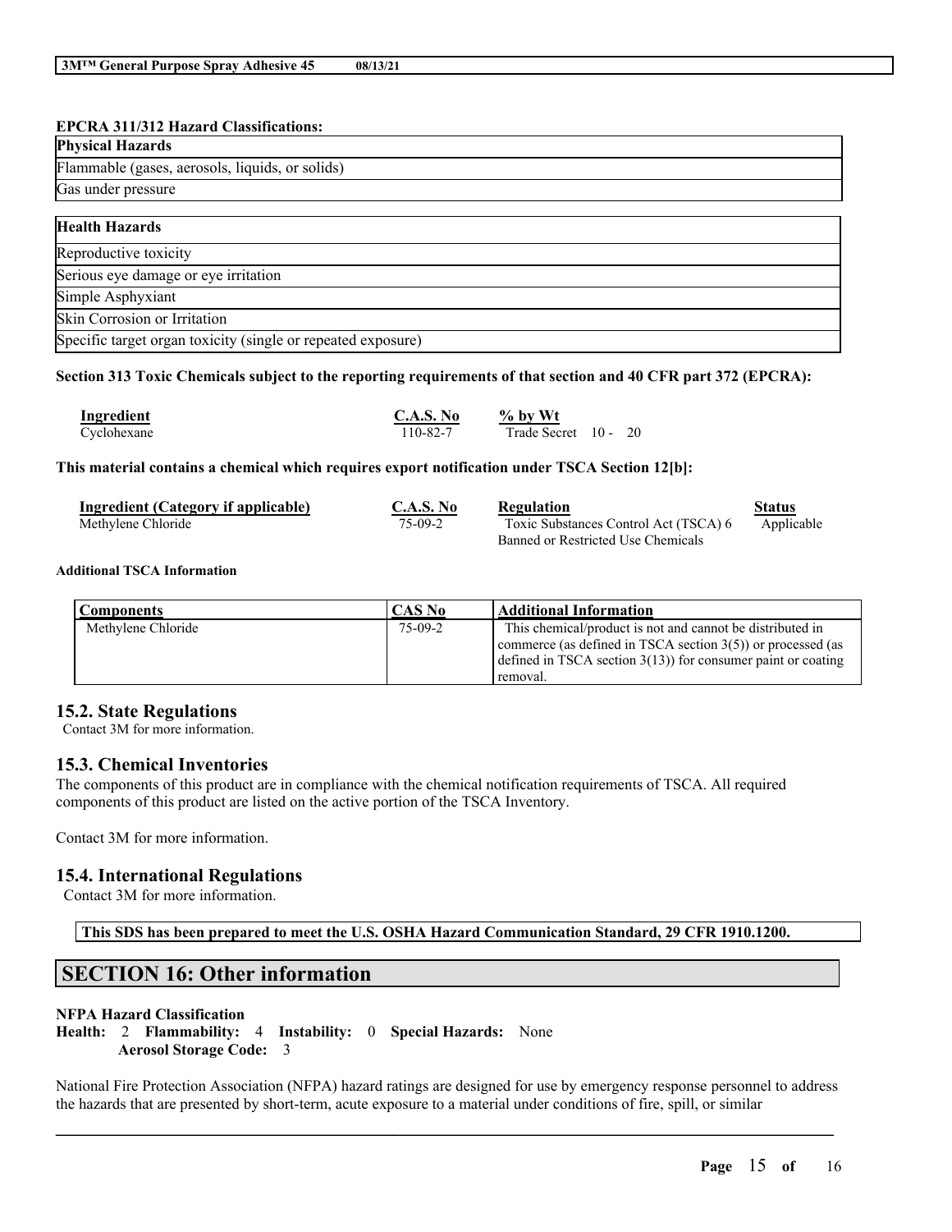**EPCRA 311/312 Hazard Classifications:**

| Physical Hazards |
| --- |
| Flammable (gases, aerosols, liquids, or solids) |
| Gas under pressure |

| Health Hazards |
| --- |
| Reproductive toxicity |
| Serious eye damage or eye irritation |
| Simple Asphyxiant |
| Skin Corrosion or Irritation |
| Specific target organ toxicity (single or repeated exposure) |

**Section 313 Toxic Chemicals subject to the reporting requirements of that section and 40 CFR part 372 (EPCRA):**

| Ingredient | C.A.S. No | % by Wt |
| --- | --- | --- |
| Cyclohexane | 110-82-7 | Trade Secret 10 - 20 |

**This material contains a chemical which requires export notification under TSCA Section 12[b]:**

| Ingredient (Category if applicable) | C.A.S. No | Regulation | Status |
| --- | --- | --- | --- |
| Methylene Chloride | 75-09-2 | Toxic Substances Control Act (TSCA) 6 Banned or Restricted Use Chemicals | Applicable |

**Additional TSCA Information**

| Components | CAS No | Additional Information |
| --- | --- | --- |
| Methylene Chloride | 75-09-2 | This chemical/product is not and cannot be distributed in commerce (as defined in TSCA section 3(5)) or processed (as defined in TSCA section 3(13)) for consumer paint or coating removal. |

## 15.2. State Regulations

Contact 3M for more information.

## 15.3. Chemical Inventories

The components of this product are in compliance with the chemical notification requirements of TSCA. All required components of this product are listed on the active portion of the TSCA Inventory.

Contact 3M for more information.

## 15.4. International Regulations

Contact 3M for more information.

**This SDS has been prepared to meet the U.S. OSHA Hazard Communication Standard, 29 CFR 1910.1200.**

# SECTION 16: Other information

**NFPA Hazard Classification**

**Health:** 2 **Flammability:** 4 **Instability:** 0 **Special Hazards:** None
**Aerosol Storage Code:** 3

National Fire Protection Association (NFPA) hazard ratings are designed for use by emergency response personnel to address the hazards that are presented by short-term, acute exposure to a material under conditions of fire, spill, or similar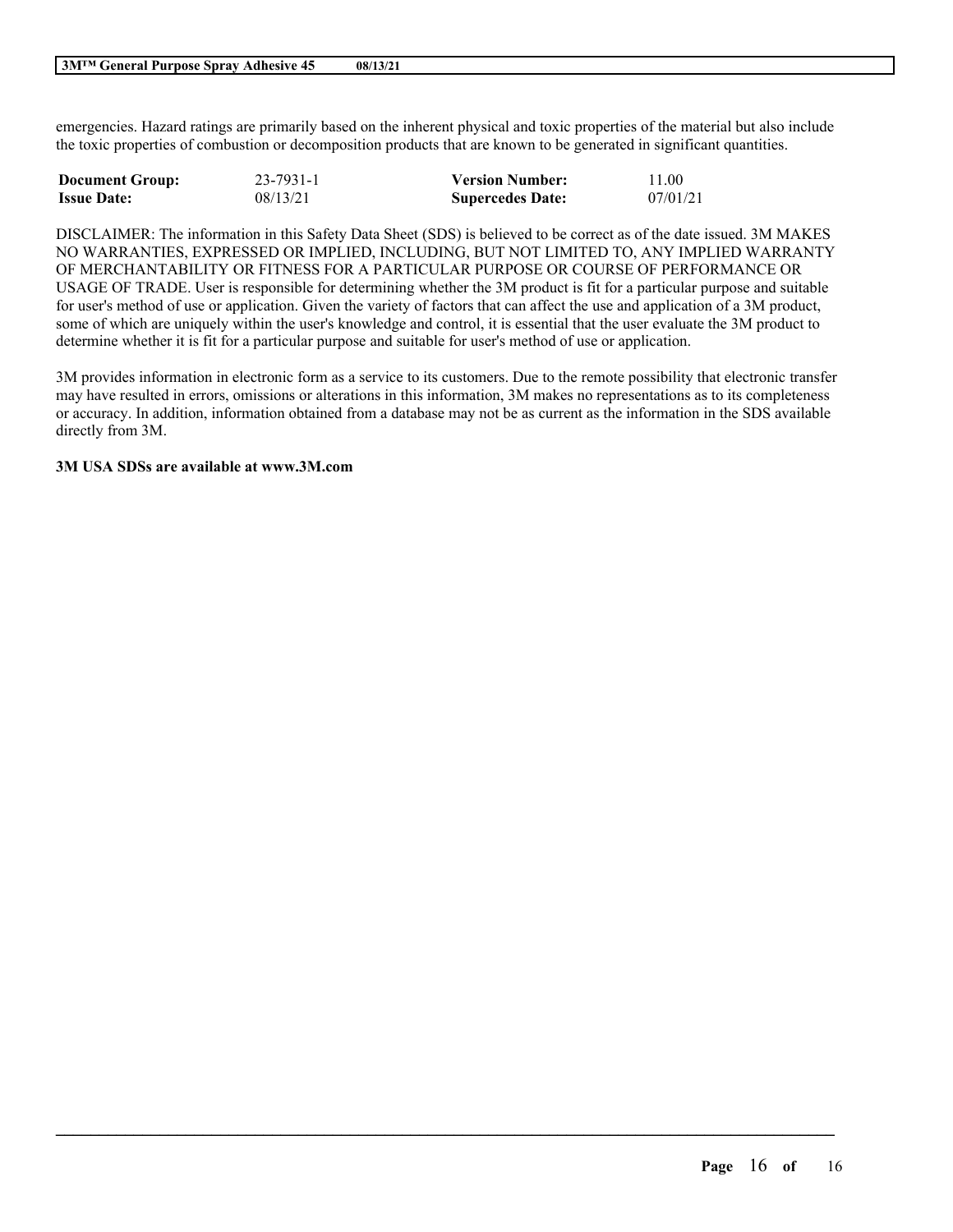emergencies. Hazard ratings are primarily based on the inherent physical and toxic properties of the material but also include the toxic properties of combustion or decomposition products that are known to be generated in significant quantities.

| | | | |
|---|---|---|---|
| **Document Group:** | 23-7931-1 | **Version Number:** | 11.00 |
| **Issue Date:** | 08/13/21 | **Supercedes Date:** | 07/01/21 |

DISCLAIMER: The information in this Safety Data Sheet (SDS) is believed to be correct as of the date issued. 3M MAKES NO WARRANTIES, EXPRESSED OR IMPLIED, INCLUDING, BUT NOT LIMITED TO, ANY IMPLIED WARRANTY OF MERCHANTABILITY OR FITNESS FOR A PARTICULAR PURPOSE OR COURSE OF PERFORMANCE OR USAGE OF TRADE. User is responsible for determining whether the 3M product is fit for a particular purpose and suitable for user's method of use or application. Given the variety of factors that can affect the use and application of a 3M product, some of which are uniquely within the user's knowledge and control, it is essential that the user evaluate the 3M product to determine whether it is fit for a particular purpose and suitable for user's method of use or application.

3M provides information in electronic form as a service to its customers. Due to the remote possibility that electronic transfer may have resulted in errors, omissions or alterations in this information, 3M makes no representations as to its completeness or accuracy. In addition, information obtained from a database may not be as current as the information in the SDS available directly from 3M.

**3M USA SDSs are available at www.3M.com**